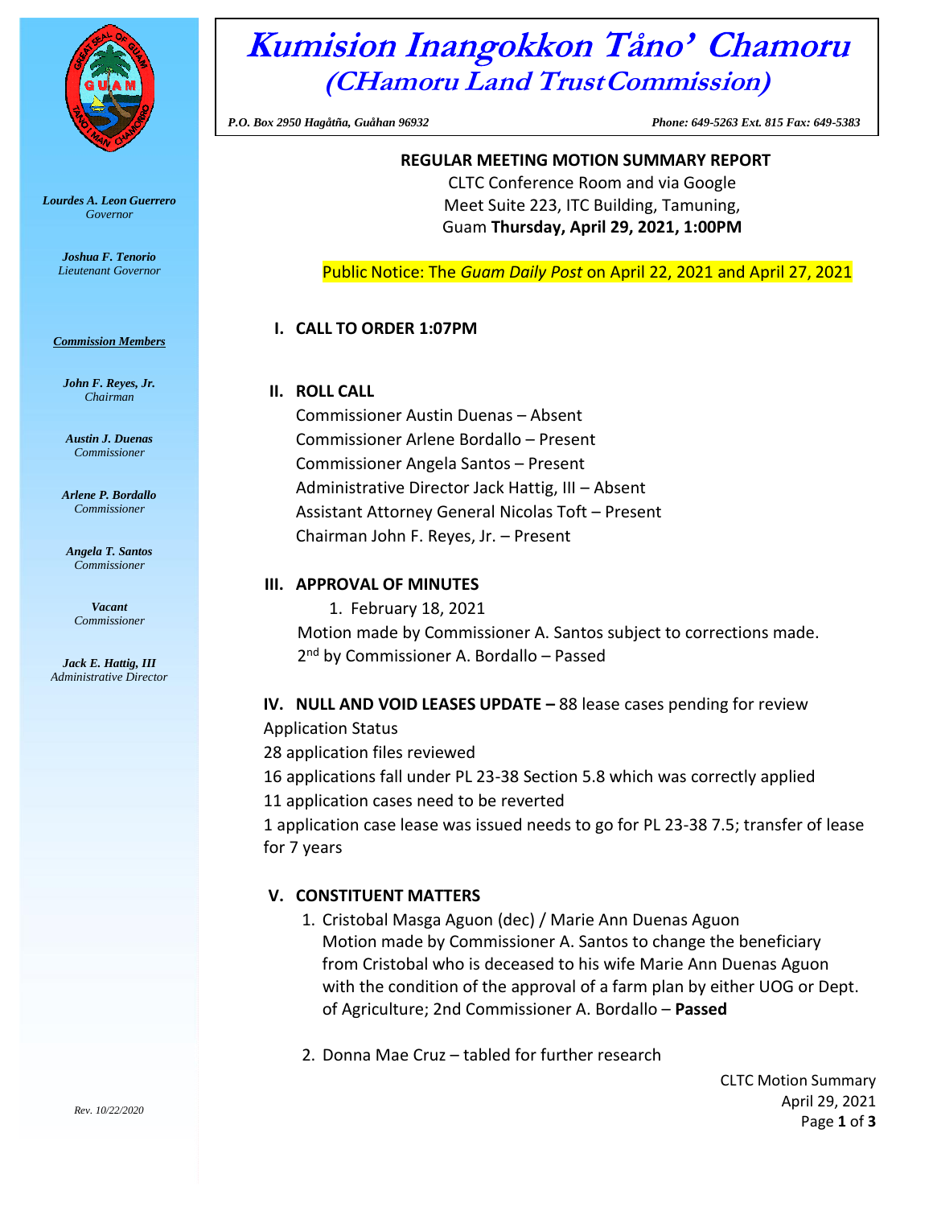# Kumision Inangokkon Tåno' Chamoru
## (CHamoru Land Trust Commission)

*P.O. Box 2950 Hagåtña, Guåhan 96932* *Phone: 649-5263 Ext. 815 Fax: 649-5383*

*Lourdes A. Leon Guerrero*
*Governor*

*Joshua F. Tenorio*
*Lieutenant Governor*

***Commission Members***

*John F. Reyes, Jr.*
*Chairman*

*Austin J. Duenas*
*Commissioner*

*Arlene P. Bordallo*
*Commissioner*

*Angela T. Santos*
*Commissioner*

*Vacant*
*Commissioner*

*Jack E. Hattig, III*
*Administrative Director*

**REGULAR MEETING MOTION SUMMARY REPORT**
CLTC Conference Room and via Google Meet Suite 223, ITC Building, Tamuning, Guam **Thursday, April 29, 2021, 1:00PM**

Public Notice: The *Guam Daily Post* on April 22, 2021 and April 27, 2021

**I. CALL TO ORDER 1:07PM**

**II. ROLL CALL**

Commissioner Austin Duenas – Absent
Commissioner Arlene Bordallo – Present
Commissioner Angela Santos – Present
Administrative Director Jack Hattig, III – Absent
Assistant Attorney General Nicolas Toft – Present
Chairman John F. Reyes, Jr. – Present

**III. APPROVAL OF MINUTES**

1. February 18, 2021

Motion made by Commissioner A. Santos subject to corrections made.
2nd by Commissioner A. Bordallo – Passed

**IV. NULL AND VOID LEASES UPDATE –** 88 lease cases pending for review

Application Status
28 application files reviewed
16 applications fall under PL 23-38 Section 5.8 which was correctly applied
11 application cases need to be reverted
1 application case lease was issued needs to go for PL 23-38 7.5; transfer of lease for 7 years

**V. CONSTITUENT MATTERS**

1. Cristobal Masga Aguon (dec) / Marie Ann Duenas Aguon
   Motion made by Commissioner A. Santos to change the beneficiary from Cristobal who is deceased to his wife Marie Ann Duenas Aguon with the condition of the approval of a farm plan by either UOG or Dept. of Agriculture; 2nd Commissioner A. Bordallo – **Passed**

2. Donna Mae Cruz – tabled for further research

*Rev. 10/22/2020*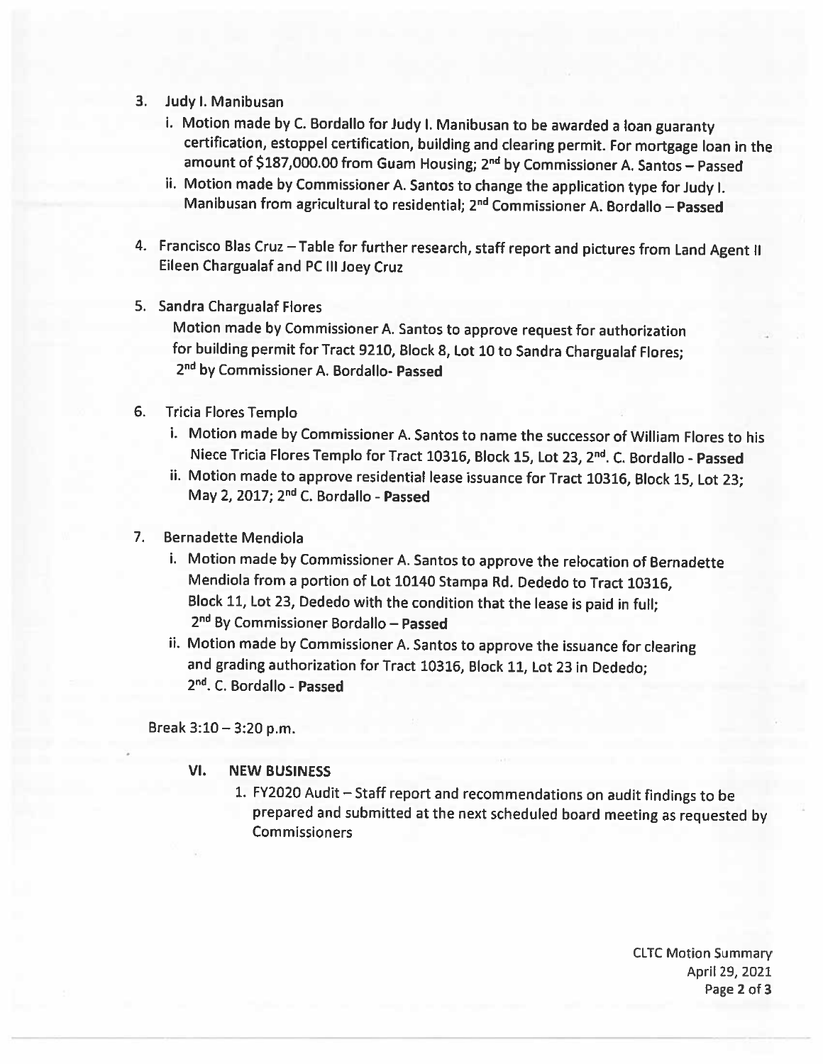3. Judy I. Manibusan
   i. Motion made by C. Bordallo for Judy I. Manibusan to be awarded a loan guaranty certification, estoppel certification, building and clearing permit. For mortgage loan in the amount of $187,000.00 from Guam Housing; 2nd by Commissioner A. Santos – Passed
   ii. Motion made by Commissioner A. Santos to change the application type for Judy I. Manibusan from agricultural to residential; 2nd Commissioner A. Bordallo – **Passed**

4. Francisco Blas Cruz – Table for further research, staff report and pictures from Land Agent II Eileen Chargualaf and PC III Joey Cruz

5. Sandra Chargualaf Flores

   Motion made by Commissioner A. Santos to approve request for authorization for building permit for Tract 9210, Block 8, Lot 10 to Sandra Chargualaf Flores; 2nd by Commissioner A. Bordallo- **Passed**

6. Tricia Flores Templo
   i. Motion made by Commissioner A. Santos to name the successor of William Flores to his Niece Tricia Flores Templo for Tract 10316, Block 15, Lot 23, 2nd. C. Bordallo - **Passed**
   ii. Motion made to approve residential lease issuance for Tract 10316, Block 15, Lot 23; May 2, 2017; 2nd C. Bordallo - **Passed**

7. Bernadette Mendiola
   i. Motion made by Commissioner A. Santos to approve the relocation of Bernadette Mendiola from a portion of Lot 10140 Stampa Rd. Dededo to Tract 10316, Block 11, Lot 23, Dededo with the condition that the lease is paid in full; 2nd By Commissioner Bordallo – **Passed**
   ii. Motion made by Commissioner A. Santos to approve the issuance for clearing and grading authorization for Tract 10316, Block 11, Lot 23 in Dededo; 2nd. C. Bordallo - **Passed**

Break 3:10 – 3:20 p.m.

## VI. NEW BUSINESS

1. FY2020 Audit – Staff report and recommendations on audit findings to be prepared and submitted at the next scheduled board meeting as requested by Commissioners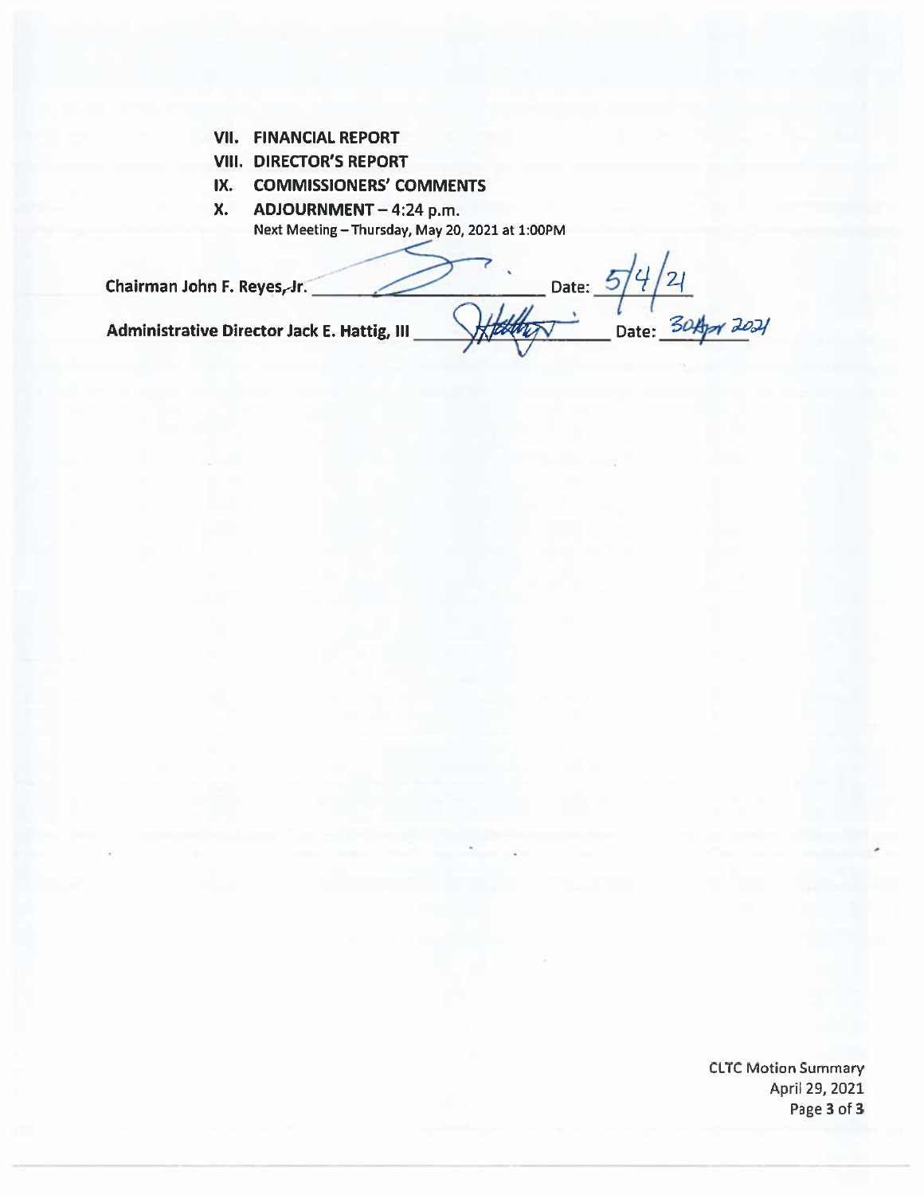VII. **FINANCIAL REPORT**

VIII. **DIRECTOR'S REPORT**

IX. **COMMISSIONERS' COMMENTS**

X. **ADJOURNMENT** – 4:24 p.m.
Next Meeting – Thursday, May 20, 2021 at 1:00PM

**Chairman John F. Reyes, Jr.** ______________________ Date: 5/4/21

**Administrative Director Jack E. Hattig, III** ______________________ Date: 30 Apr 2021